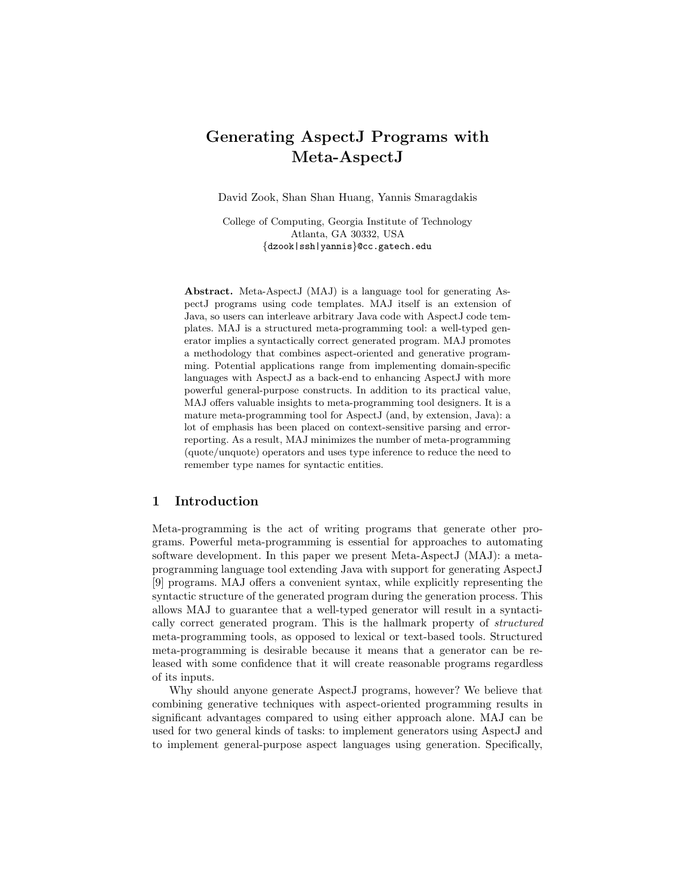# Generating AspectJ Programs with Meta-AspectJ

David Zook, Shan Shan Huang, Yannis Smaragdakis

College of Computing, Georgia Institute of Technology
Atlanta, GA 30332, USA
{dzook|ssh|yannis}@cc.gatech.edu

**Abstract.** Meta-AspectJ (MAJ) is a language tool for generating AspectJ programs using code templates. MAJ itself is an extension of Java, so users can interleave arbitrary Java code with AspectJ code templates. MAJ is a structured meta-programming tool: a well-typed generator implies a syntactically correct generated program. MAJ promotes a methodology that combines aspect-oriented and generative programming. Potential applications range from implementing domain-specific languages with AspectJ as a back-end to enhancing AspectJ with more powerful general-purpose constructs. In addition to its practical value, MAJ offers valuable insights to meta-programming tool designers. It is a mature meta-programming tool for AspectJ (and, by extension, Java): a lot of emphasis has been placed on context-sensitive parsing and error-reporting. As a result, MAJ minimizes the number of meta-programming (quote/unquote) operators and uses type inference to reduce the need to remember type names for syntactic entities.

## 1 Introduction

Meta-programming is the act of writing programs that generate other programs. Powerful meta-programming is essential for approaches to automating software development. In this paper we present Meta-AspectJ (MAJ): a meta-programming language tool extending Java with support for generating AspectJ [9] programs. MAJ offers a convenient syntax, while explicitly representing the syntactic structure of the generated program during the generation process. This allows MAJ to guarantee that a well-typed generator will result in a syntactically correct generated program. This is the hallmark property of *structured* meta-programming tools, as opposed to lexical or text-based tools. Structured meta-programming is desirable because it means that a generator can be released with some confidence that it will create reasonable programs regardless of its inputs.

Why should anyone generate AspectJ programs, however? We believe that combining generative techniques with aspect-oriented programming results in significant advantages compared to using either approach alone. MAJ can be used for two general kinds of tasks: to implement generators using AspectJ and to implement general-purpose aspect languages using generation. Specifically,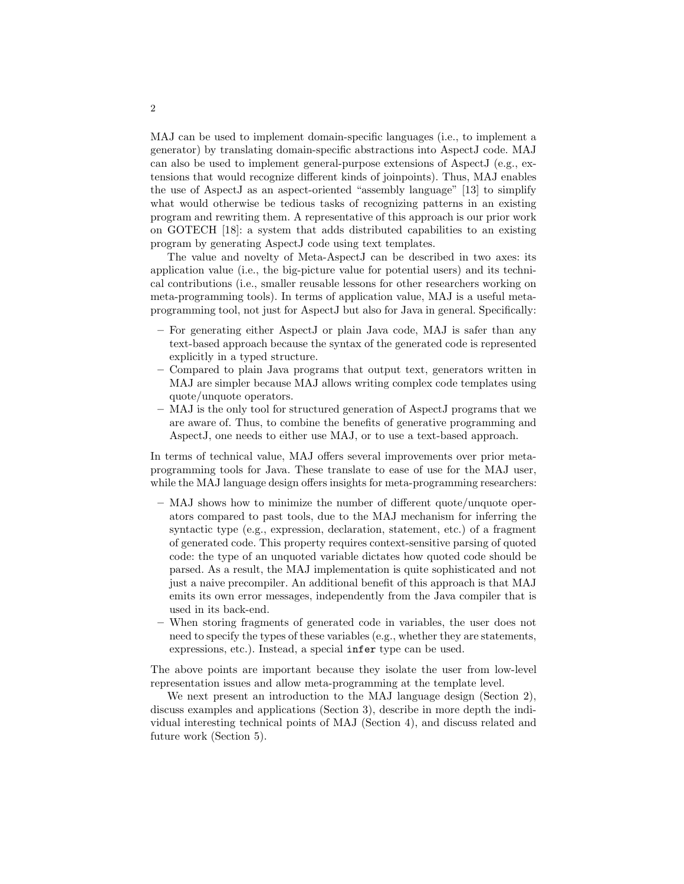MAJ can be used to implement domain-specific languages (i.e., to implement a generator) by translating domain-specific abstractions into AspectJ code. MAJ can also be used to implement general-purpose extensions of AspectJ (e.g., extensions that would recognize different kinds of joinpoints). Thus, MAJ enables the use of AspectJ as an aspect-oriented "assembly language" [13] to simplify what would otherwise be tedious tasks of recognizing patterns in an existing program and rewriting them. A representative of this approach is our prior work on GOTECH [18]: a system that adds distributed capabilities to an existing program by generating AspectJ code using text templates.

The value and novelty of Meta-AspectJ can be described in two axes: its application value (i.e., the big-picture value for potential users) and its technical contributions (i.e., smaller reusable lessons for other researchers working on meta-programming tools). In terms of application value, MAJ is a useful meta-programming tool, not just for AspectJ but also for Java in general. Specifically:

- For generating either AspectJ or plain Java code, MAJ is safer than any text-based approach because the syntax of the generated code is represented explicitly in a typed structure.
- Compared to plain Java programs that output text, generators written in MAJ are simpler because MAJ allows writing complex code templates using quote/unquote operators.
- MAJ is the only tool for structured generation of AspectJ programs that we are aware of. Thus, to combine the benefits of generative programming and AspectJ, one needs to either use MAJ, or to use a text-based approach.

In terms of technical value, MAJ offers several improvements over prior meta-programming tools for Java. These translate to ease of use for the MAJ user, while the MAJ language design offers insights for meta-programming researchers:

- MAJ shows how to minimize the number of different quote/unquote operators compared to past tools, due to the MAJ mechanism for inferring the syntactic type (e.g., expression, declaration, statement, etc.) of a fragment of generated code. This property requires context-sensitive parsing of quoted code: the type of an unquoted variable dictates how quoted code should be parsed. As a result, the MAJ implementation is quite sophisticated and not just a naive precompiler. An additional benefit of this approach is that MAJ emits its own error messages, independently from the Java compiler that is used in its back-end.
- When storing fragments of generated code in variables, the user does not need to specify the types of these variables (e.g., whether they are statements, expressions, etc.). Instead, a special `infer` type can be used.

The above points are important because they isolate the user from low-level representation issues and allow meta-programming at the template level.

We next present an introduction to the MAJ language design (Section 2), discuss examples and applications (Section 3), describe in more depth the individual interesting technical points of MAJ (Section 4), and discuss related and future work (Section 5).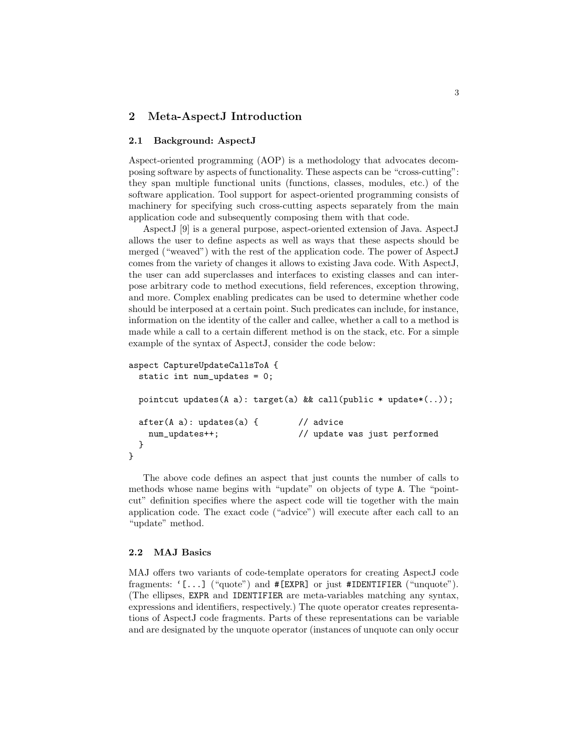## 2 Meta-AspectJ Introduction

### 2.1 Background: AspectJ

Aspect-oriented programming (AOP) is a methodology that advocates decomposing software by aspects of functionality. These aspects can be "cross-cutting": they span multiple functional units (functions, classes, modules, etc.) of the software application. Tool support for aspect-oriented programming consists of machinery for specifying such cross-cutting aspects separately from the main application code and subsequently composing them with that code.

AspectJ [9] is a general purpose, aspect-oriented extension of Java. AspectJ allows the user to define aspects as well as ways that these aspects should be merged ("weaved") with the rest of the application code. The power of AspectJ comes from the variety of changes it allows to existing Java code. With AspectJ, the user can add superclasses and interfaces to existing classes and can interpose arbitrary code to method executions, field references, exception throwing, and more. Complex enabling predicates can be used to determine whether code should be interposed at a certain point. Such predicates can include, for instance, information on the identity of the caller and callee, whether a call to a method is made while a call to a certain different method is on the stack, etc. For a simple example of the syntax of AspectJ, consider the code below:

```
aspect CaptureUpdateCallsToA {
  static int num_updates = 0;

  pointcut updates(A a): target(a) && call(public * update*(..));

  after(A a): updates(a) {         // advice
    num_updates++;                 // update was just performed
  }
}
```

The above code defines an aspect that just counts the number of calls to methods whose name begins with "update" on objects of type `A`. The "pointcut" definition specifies where the aspect code will tie together with the main application code. The exact code ("advice") will execute after each call to an "update" method.

### 2.2 MAJ Basics

MAJ offers two variants of code-template operators for creating AspectJ code fragments: `` `[...] `` ("quote") and `#[EXPR]` or just `#IDENTIFIER` ("unquote"). (The ellipses, `EXPR` and `IDENTIFIER` are meta-variables matching any syntax, expressions and identifiers, respectively.) The quote operator creates representations of AspectJ code fragments. Parts of these representations can be variable and are designated by the unquote operator (instances of unquote can only occur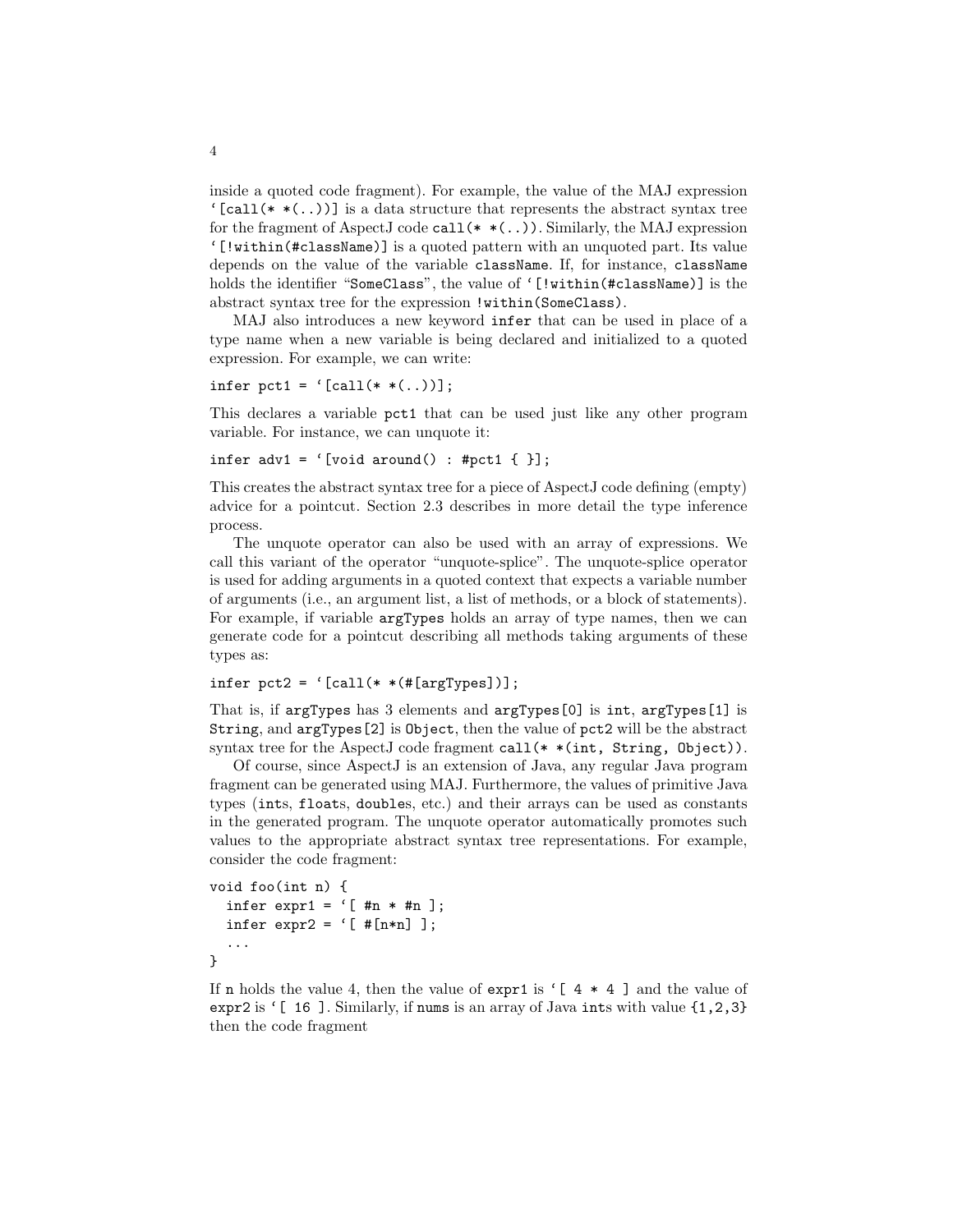inside a quoted code fragment). For example, the value of the MAJ expression `` `[call(* *(..))] `` is a data structure that represents the abstract syntax tree for the fragment of AspectJ code `call(* *(..))`. Similarly, the MAJ expression `` `[!within(#className)] `` is a quoted pattern with an unquoted part. Its value depends on the value of the variable `className`. If, for instance, `className` holds the identifier "`SomeClass`", the value of `` `[!within(#className)] `` is the abstract syntax tree for the expression `!within(SomeClass)`.

MAJ also introduces a new keyword `infer` that can be used in place of a type name when a new variable is being declared and initialized to a quoted expression. For example, we can write:

```
infer pct1 = `[call(* *(..))];
```

This declares a variable `pct1` that can be used just like any other program variable. For instance, we can unquote it:

```
infer adv1 = `[void around() : #pct1 { }];
```

This creates the abstract syntax tree for a piece of AspectJ code defining (empty) advice for a pointcut. Section 2.3 describes in more detail the type inference process.

The unquote operator can also be used with an array of expressions. We call this variant of the operator "unquote-splice". The unquote-splice operator is used for adding arguments in a quoted context that expects a variable number of arguments (i.e., an argument list, a list of methods, or a block of statements). For example, if variable `argTypes` holds an array of type names, then we can generate code for a pointcut describing all methods taking arguments of these types as:

```
infer pct2 = `[call(* *(#[argTypes]))];
```

That is, if `argTypes` has 3 elements and `argTypes[0]` is `int`, `argTypes[1]` is `String`, and `argTypes[2]` is `Object`, then the value of `pct2` will be the abstract syntax tree for the AspectJ code fragment `call(* *(int, String, Object))`.

Of course, since AspectJ is an extension of Java, any regular Java program fragment can be generated using MAJ. Furthermore, the values of primitive Java types (`int`s, `float`s, `double`s, etc.) and their arrays can be used as constants in the generated program. The unquote operator automatically promotes such values to the appropriate abstract syntax tree representations. For example, consider the code fragment:

```
void foo(int n) {
  infer expr1 = `[ #n * #n ];
  infer expr2 = `[ #[n*n] ];
  ...
}
```

If `n` holds the value 4, then the value of `expr1` is `` `[ 4 * 4 ] `` and the value of `expr2` is `` `[ 16 ] ``. Similarly, if `nums` is an array of Java `int`s with value `{1,2,3}` then the code fragment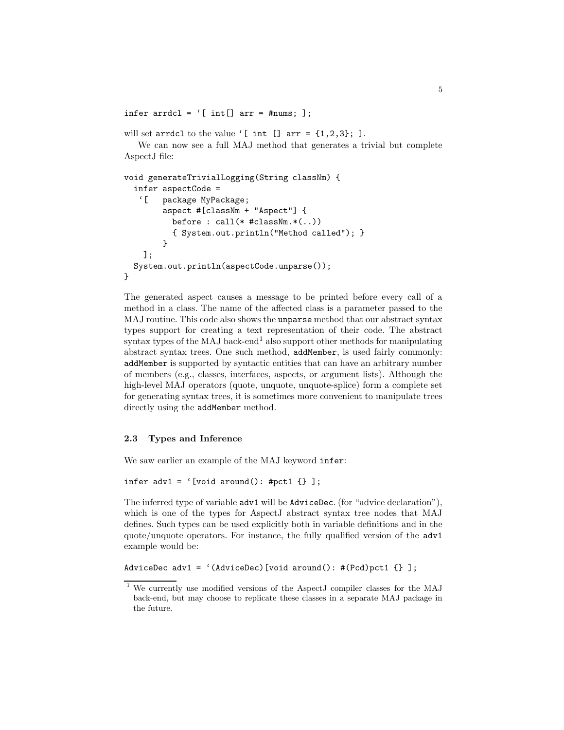```
infer arrdcl = `[ int[] arr = #nums; ];
```

will set `arrdcl` to the value `` `[ int [] arr = {1,2,3}; ] ``.

We can now see a full MAJ method that generates a trivial but complete AspectJ file:

```
void generateTrivialLogging(String classNm) {
  infer aspectCode =
   `[   package MyPackage;
        aspect #[classNm + "Aspect"] {
          before : call(* #classNm.*(..))
          { System.out.println("Method called"); }
        }
    ];
  System.out.println(aspectCode.unparse());
}
```

The generated aspect causes a message to be printed before every call of a method in a class. The name of the affected class is a parameter passed to the MAJ routine. This code also shows the `unparse` method that our abstract syntax types support for creating a text representation of their code. The abstract syntax types of the MAJ back-end[1] also support other methods for manipulating abstract syntax trees. One such method, `addMember`, is used fairly commonly: `addMember` is supported by syntactic entities that can have an arbitrary number of members (e.g., classes, interfaces, aspects, or argument lists). Although the high-level MAJ operators (quote, unquote, unquote-splice) form a complete set for generating syntax trees, it is sometimes more convenient to manipulate trees directly using the `addMember` method.

### 2.3 Types and Inference

We saw earlier an example of the MAJ keyword `infer`:

```
infer adv1 = `[void around(): #pct1 {} ];
```

The inferred type of variable `adv1` will be `AdviceDec`. (for "advice declaration"), which is one of the types for AspectJ abstract syntax tree nodes that MAJ defines. Such types can be used explicitly both in variable definitions and in the quote/unquote operators. For instance, the fully qualified version of the `adv1` example would be:

```
AdviceDec adv1 = `(AdviceDec)[void around(): #(Pcd)pct1 {} ];
```

[1] We currently use modified versions of the AspectJ compiler classes for the MAJ back-end, but may choose to replicate these classes in a separate MAJ package in the future.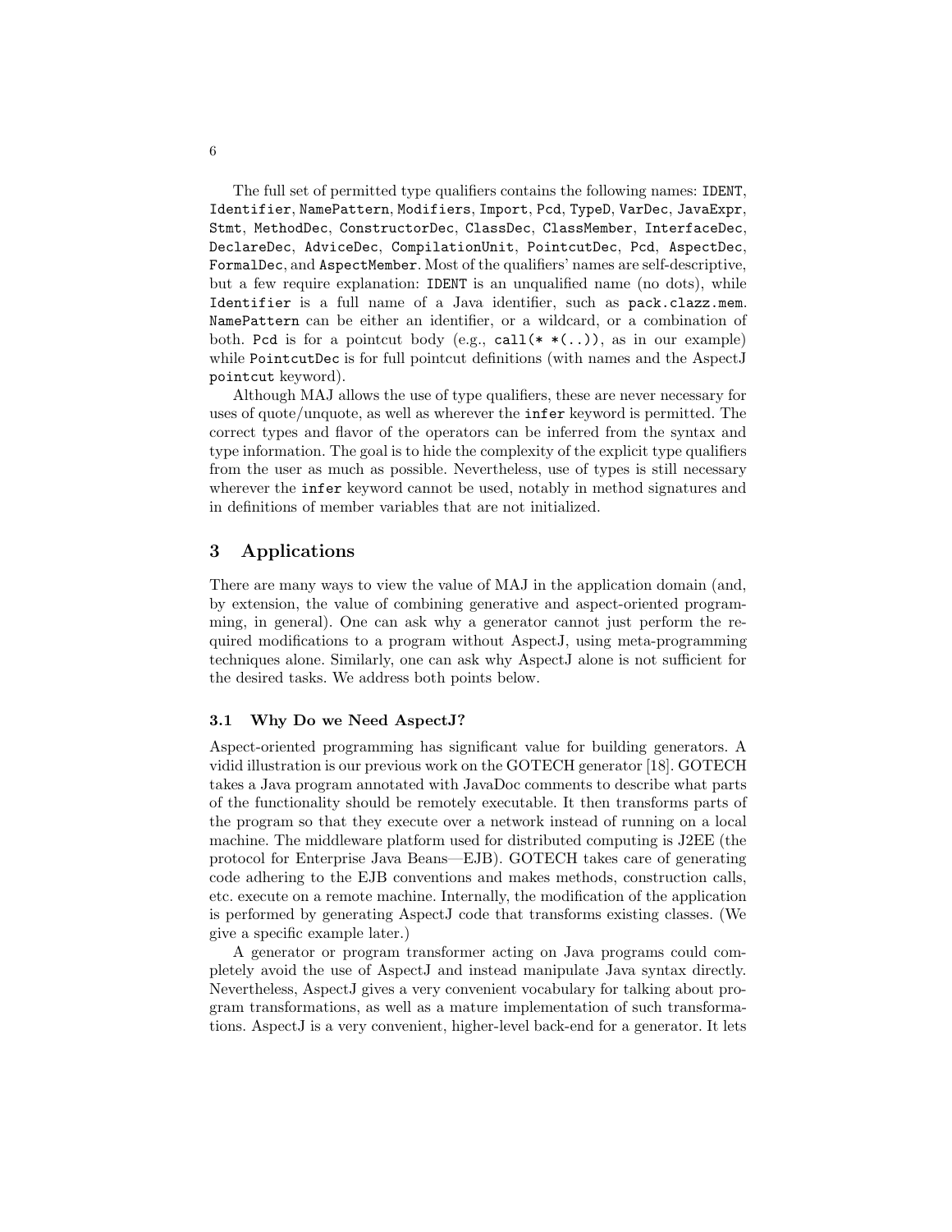The full set of permitted type qualifiers contains the following names: `IDENT`, `Identifier`, `NamePattern`, `Modifiers`, `Import`, `Pcd`, `TypeD`, `VarDec`, `JavaExpr`, `Stmt`, `MethodDec`, `ConstructorDec`, `ClassDec`, `ClassMember`, `InterfaceDec`, `DeclareDec`, `AdviceDec`, `CompilationUnit`, `PointcutDec`, `Pcd`, `AspectDec`, `FormalDec`, and `AspectMember`. Most of the qualifiers' names are self-descriptive, but a few require explanation: `IDENT` is an unqualified name (no dots), while `Identifier` is a full name of a Java identifier, such as `pack.clazz.mem`. `NamePattern` can be either an identifier, or a wildcard, or a combination of both. `Pcd` is for a pointcut body (e.g., `call(* *(..))`, as in our example) while `PointcutDec` is for full pointcut definitions (with names and the AspectJ `pointcut` keyword).

Although MAJ allows the use of type qualifiers, these are never necessary for uses of quote/unquote, as well as wherever the `infer` keyword is permitted. The correct types and flavor of the operators can be inferred from the syntax and type information. The goal is to hide the complexity of the explicit type qualifiers from the user as much as possible. Nevertheless, use of types is still necessary wherever the `infer` keyword cannot be used, notably in method signatures and in definitions of member variables that are not initialized.

## 3 Applications

There are many ways to view the value of MAJ in the application domain (and, by extension, the value of combining generative and aspect-oriented programming, in general). One can ask why a generator cannot just perform the required modifications to a program without AspectJ, using meta-programming techniques alone. Similarly, one can ask why AspectJ alone is not sufficient for the desired tasks. We address both points below.

### 3.1 Why Do we Need AspectJ?

Aspect-oriented programming has significant value for building generators. A vidid illustration is our previous work on the GOTECH generator [18]. GOTECH takes a Java program annotated with JavaDoc comments to describe what parts of the functionality should be remotely executable. It then transforms parts of the program so that they execute over a network instead of running on a local machine. The middleware platform used for distributed computing is J2EE (the protocol for Enterprise Java Beans—EJB). GOTECH takes care of generating code adhering to the EJB conventions and makes methods, construction calls, etc. execute on a remote machine. Internally, the modification of the application is performed by generating AspectJ code that transforms existing classes. (We give a specific example later.)

A generator or program transformer acting on Java programs could completely avoid the use of AspectJ and instead manipulate Java syntax directly. Nevertheless, AspectJ gives a very convenient vocabulary for talking about program transformations, as well as a mature implementation of such transformations. AspectJ is a very convenient, higher-level back-end for a generator. It lets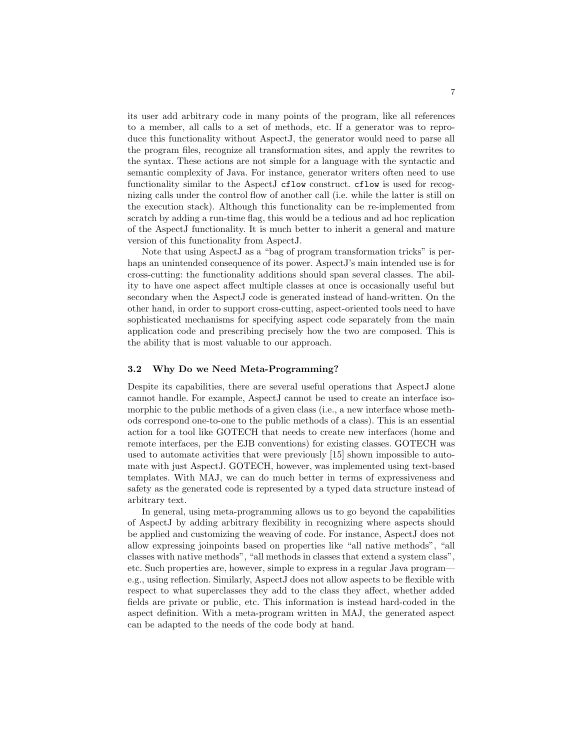its user add arbitrary code in many points of the program, like all references to a member, all calls to a set of methods, etc. If a generator was to reproduce this functionality without AspectJ, the generator would need to parse all the program files, recognize all transformation sites, and apply the rewrites to the syntax. These actions are not simple for a language with the syntactic and semantic complexity of Java. For instance, generator writers often need to use functionality similar to the AspectJ `cflow` construct. `cflow` is used for recognizing calls under the control flow of another call (i.e. while the latter is still on the execution stack). Although this functionality can be re-implemented from scratch by adding a run-time flag, this would be a tedious and ad hoc replication of the AspectJ functionality. It is much better to inherit a general and mature version of this functionality from AspectJ.

Note that using AspectJ as a "bag of program transformation tricks" is perhaps an unintended consequence of its power. AspectJ's main intended use is for cross-cutting: the functionality additions should span several classes. The ability to have one aspect affect multiple classes at once is occasionally useful but secondary when the AspectJ code is generated instead of hand-written. On the other hand, in order to support cross-cutting, aspect-oriented tools need to have sophisticated mechanisms for specifying aspect code separately from the main application code and prescribing precisely how the two are composed. This is the ability that is most valuable to our approach.

### 3.2 Why Do we Need Meta-Programming?

Despite its capabilities, there are several useful operations that AspectJ alone cannot handle. For example, AspectJ cannot be used to create an interface isomorphic to the public methods of a given class (i.e., a new interface whose methods correspond one-to-one to the public methods of a class). This is an essential action for a tool like GOTECH that needs to create new interfaces (home and remote interfaces, per the EJB conventions) for existing classes. GOTECH was used to automate activities that were previously [15] shown impossible to automate with just AspectJ. GOTECH, however, was implemented using text-based templates. With MAJ, we can do much better in terms of expressiveness and safety as the generated code is represented by a typed data structure instead of arbitrary text.

In general, using meta-programming allows us to go beyond the capabilities of AspectJ by adding arbitrary flexibility in recognizing where aspects should be applied and customizing the weaving of code. For instance, AspectJ does not allow expressing joinpoints based on properties like "all native methods", "all classes with native methods", "all methods in classes that extend a system class", etc. Such properties are, however, simple to express in a regular Java program—e.g., using reflection. Similarly, AspectJ does not allow aspects to be flexible with respect to what superclasses they add to the class they affect, whether added fields are private or public, etc. This information is instead hard-coded in the aspect definition. With a meta-program written in MAJ, the generated aspect can be adapted to the needs of the code body at hand.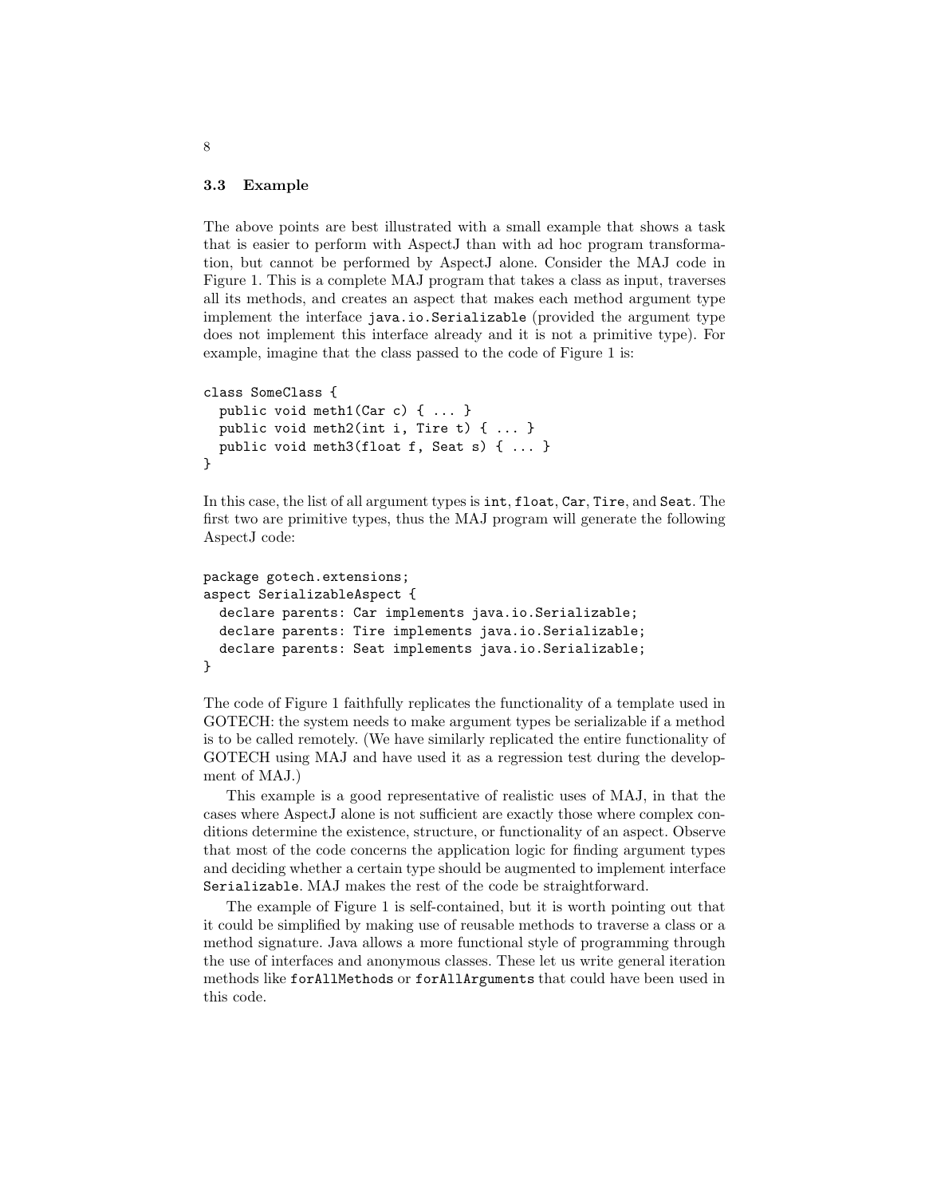### 3.3 Example

The above points are best illustrated with a small example that shows a task that is easier to perform with AspectJ than with ad hoc program transformation, but cannot be performed by AspectJ alone. Consider the MAJ code in Figure 1. This is a complete MAJ program that takes a class as input, traverses all its methods, and creates an aspect that makes each method argument type implement the interface `java.io.Serializable` (provided the argument type does not implement this interface already and it is not a primitive type). For example, imagine that the class passed to the code of Figure 1 is:

```
class SomeClass {
  public void meth1(Car c) { ... }
  public void meth2(int i, Tire t) { ... }
  public void meth3(float f, Seat s) { ... }
}
```

In this case, the list of all argument types is `int`, `float`, `Car`, `Tire`, and `Seat`. The first two are primitive types, thus the MAJ program will generate the following AspectJ code:

```
package gotech.extensions;
aspect SerializableAspect {
  declare parents: Car implements java.io.Serializable;
  declare parents: Tire implements java.io.Serializable;
  declare parents: Seat implements java.io.Serializable;
}
```

The code of Figure 1 faithfully replicates the functionality of a template used in GOTECH: the system needs to make argument types be serializable if a method is to be called remotely. (We have similarly replicated the entire functionality of GOTECH using MAJ and have used it as a regression test during the development of MAJ.)

This example is a good representative of realistic uses of MAJ, in that the cases where AspectJ alone is not sufficient are exactly those where complex conditions determine the existence, structure, or functionality of an aspect. Observe that most of the code concerns the application logic for finding argument types and deciding whether a certain type should be augmented to implement interface `Serializable`. MAJ makes the rest of the code be straightforward.

The example of Figure 1 is self-contained, but it is worth pointing out that it could be simplified by making use of reusable methods to traverse a class or a method signature. Java allows a more functional style of programming through the use of interfaces and anonymous classes. These let us write general iteration methods like `forAllMethods` or `forAllArguments` that could have been used in this code.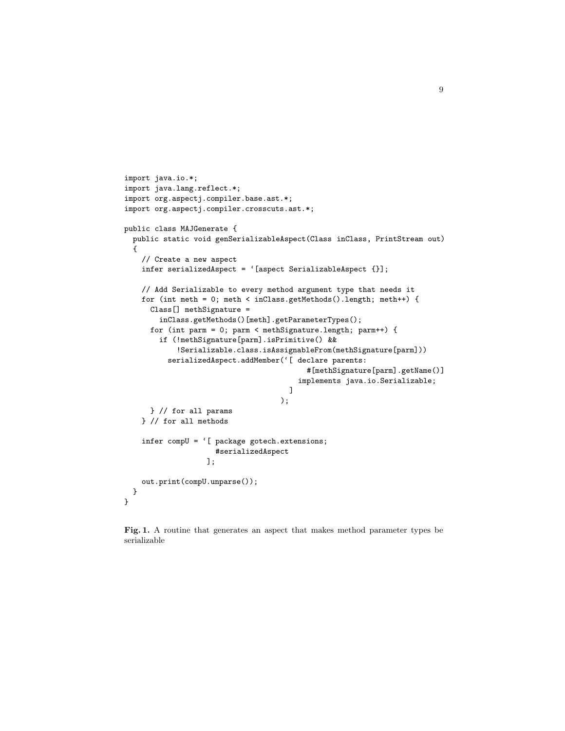```
import java.io.*;
import java.lang.reflect.*;
import org.aspectj.compiler.base.ast.*;
import org.aspectj.compiler.crosscuts.ast.*;

public class MAJGenerate {
  public static void genSerializableAspect(Class inClass, PrintStream out)
  {
    // Create a new aspect
    infer serializedAspect = `[aspect SerializableAspect {}];

    // Add Serializable to every method argument type that needs it
    for (int meth = 0; meth < inClass.getMethods().length; meth++) {
      Class[] methSignature =
        inClass.getMethods()[meth].getParameterTypes();
      for (int parm = 0; parm < methSignature.length; parm++) {
        if (!methSignature[parm].isPrimitive() &&
            !Serializable.class.isAssignableFrom(methSignature[parm]))
          serializedAspect.addMember(`[ declare parents:
                                         #[methSignature[parm].getName()]
                                       implements java.io.Serializable;
                                     ]
                                   );
      } // for all params
    } // for all methods

    infer compU = `[ package gotech.extensions;
                     #serializedAspect
                   ];

    out.print(compU.unparse());
  }
}
```

**Fig. 1.** A routine that generates an aspect that makes method parameter types be serializable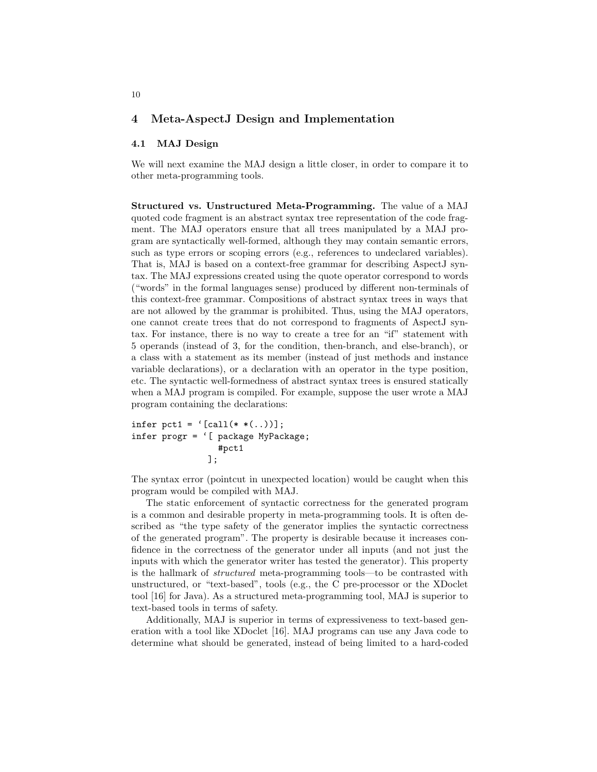## 4 Meta-AspectJ Design and Implementation

### 4.1 MAJ Design

We will next examine the MAJ design a little closer, in order to compare it to other meta-programming tools.

**Structured vs. Unstructured Meta-Programming.** The value of a MAJ quoted code fragment is an abstract syntax tree representation of the code fragment. The MAJ operators ensure that all trees manipulated by a MAJ program are syntactically well-formed, although they may contain semantic errors, such as type errors or scoping errors (e.g., references to undeclared variables). That is, MAJ is based on a context-free grammar for describing AspectJ syntax. The MAJ expressions created using the quote operator correspond to words ("words" in the formal languages sense) produced by different non-terminals of this context-free grammar. Compositions of abstract syntax trees in ways that are not allowed by the grammar is prohibited. Thus, using the MAJ operators, one cannot create trees that do not correspond to fragments of AspectJ syntax. For instance, there is no way to create a tree for an "if" statement with 5 operands (instead of 3, for the condition, then-branch, and else-branch), or a class with a statement as its member (instead of just methods and instance variable declarations), or a declaration with an operator in the type position, etc. The syntactic well-formedness of abstract syntax trees is ensured statically when a MAJ program is compiled. For example, suppose the user wrote a MAJ program containing the declarations:

```
infer pct1 = ‘[call(* *(..))];
infer progr = ‘[ package MyPackage;
                 #pct1
               ];
```

The syntax error (pointcut in unexpected location) would be caught when this program would be compiled with MAJ.

The static enforcement of syntactic correctness for the generated program is a common and desirable property in meta-programming tools. It is often described as "the type safety of the generator implies the syntactic correctness of the generated program". The property is desirable because it increases confidence in the correctness of the generator under all inputs (and not just the inputs with which the generator writer has tested the generator). This property is the hallmark of *structured* meta-programming tools—to be contrasted with unstructured, or "text-based", tools (e.g., the C pre-processor or the XDoclet tool [16] for Java). As a structured meta-programming tool, MAJ is superior to text-based tools in terms of safety.

Additionally, MAJ is superior in terms of expressiveness to text-based generation with a tool like XDoclet [16]. MAJ programs can use any Java code to determine what should be generated, instead of being limited to a hard-coded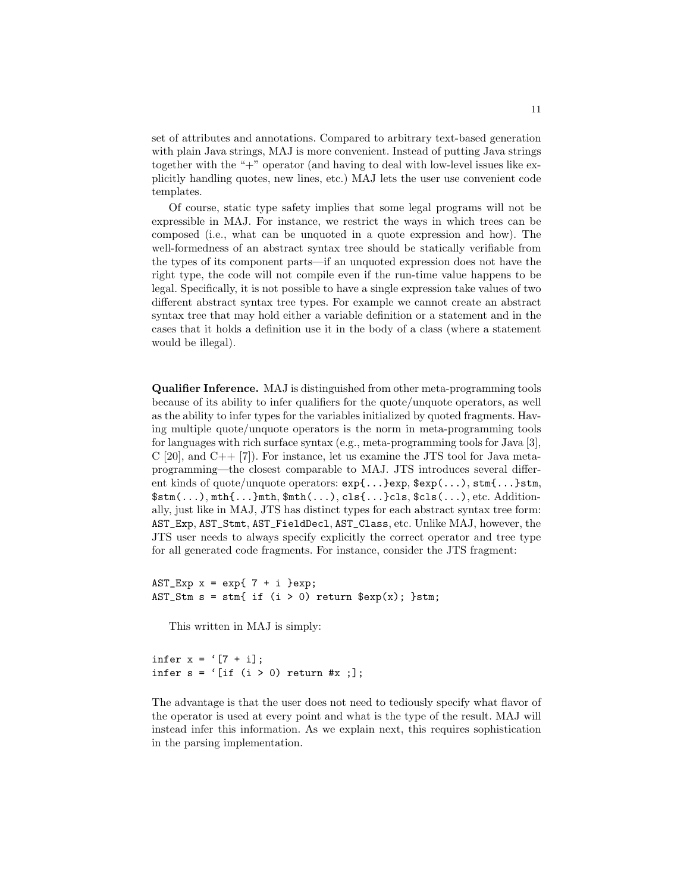set of attributes and annotations. Compared to arbitrary text-based generation with plain Java strings, MAJ is more convenient. Instead of putting Java strings together with the "+" operator (and having to deal with low-level issues like explicitly handling quotes, new lines, etc.) MAJ lets the user use convenient code templates.

Of course, static type safety implies that some legal programs will not be expressible in MAJ. For instance, we restrict the ways in which trees can be composed (i.e., what can be unquoted in a quote expression and how). The well-formedness of an abstract syntax tree should be statically verifiable from the types of its component parts—if an unquoted expression does not have the right type, the code will not compile even if the run-time value happens to be legal. Specifically, it is not possible to have a single expression take values of two different abstract syntax tree types. For example we cannot create an abstract syntax tree that may hold either a variable definition or a statement and in the cases that it holds a definition use it in the body of a class (where a statement would be illegal).

**Qualifier Inference.** MAJ is distinguished from other meta-programming tools because of its ability to infer qualifiers for the quote/unquote operators, as well as the ability to infer types for the variables initialized by quoted fragments. Having multiple quote/unquote operators is the norm in meta-programming tools for languages with rich surface syntax (e.g., meta-programming tools for Java [3], C [20], and C++ [7]). For instance, let us examine the JTS tool for Java meta-programming—the closest comparable to MAJ. JTS introduces several different kinds of quote/unquote operators: `exp{...}exp`, `$exp(...)`, `stm{...}stm`, `$stm(...)`, `mth{...}mth`, `$mth(...)`, `cls{...}cls`, `$cls(...)`, etc. Additionally, just like in MAJ, JTS has distinct types for each abstract syntax tree form: `AST_Exp`, `AST_Stmt`, `AST_FieldDecl`, `AST_Class`, etc. Unlike MAJ, however, the JTS user needs to always specify explicitly the correct operator and tree type for all generated code fragments. For instance, consider the JTS fragment:

```
AST_Exp x = exp{ 7 + i }exp;
AST_Stm s = stm{ if (i > 0) return $exp(x); }stm;
```

This written in MAJ is simply:

```
infer x = `[7 + i];
infer s = `[if (i > 0) return #x ;];
```

The advantage is that the user does not need to tediously specify what flavor of the operator is used at every point and what is the type of the result. MAJ will instead infer this information. As we explain next, this requires sophistication in the parsing implementation.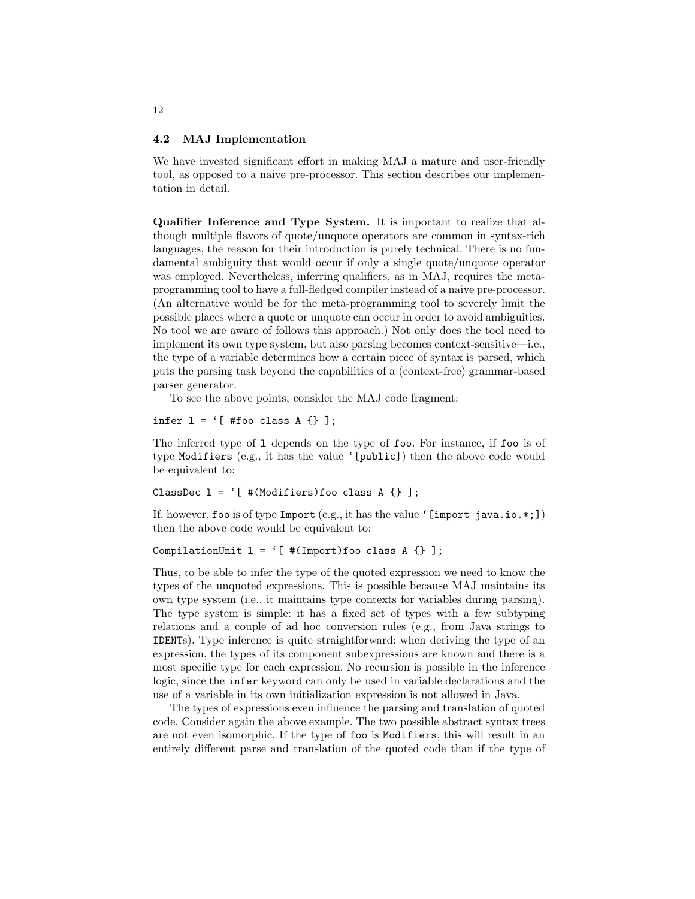### 4.2 MAJ Implementation

We have invested significant effort in making MAJ a mature and user-friendly tool, as opposed to a naive pre-processor. This section describes our implementation in detail.

**Qualifier Inference and Type System.** It is important to realize that although multiple flavors of quote/unquote operators are common in syntax-rich languages, the reason for their introduction is purely technical. There is no fundamental ambiguity that would occur if only a single quote/unquote operator was employed. Nevertheless, inferring qualifiers, as in MAJ, requires the meta-programming tool to have a full-fledged compiler instead of a naive pre-processor. (An alternative would be for the meta-programming tool to severely limit the possible places where a quote or unquote can occur in order to avoid ambiguities. No tool we are aware of follows this approach.) Not only does the tool need to implement its own type system, but also parsing becomes context-sensitive—i.e., the type of a variable determines how a certain piece of syntax is parsed, which puts the parsing task beyond the capabilities of a (context-free) grammar-based parser generator.

To see the above points, consider the MAJ code fragment:

```
infer l = `[ #foo class A {} ];
```

The inferred type of `l` depends on the type of `foo`. For instance, if `foo` is of type `Modifiers` (e.g., it has the value `` `[public] ``) then the above code would be equivalent to:

```
ClassDec l = `[ #(Modifiers)foo class A {} ];
```

If, however, `foo` is of type `Import` (e.g., it has the value `` `[import java.io.*;] ``) then the above code would be equivalent to:

```
CompilationUnit l = `[ #(Import)foo class A {} ];
```

Thus, to be able to infer the type of the quoted expression we need to know the types of the unquoted expressions. This is possible because MAJ maintains its own type system (i.e., it maintains type contexts for variables during parsing). The type system is simple: it has a fixed set of types with a few subtyping relations and a couple of ad hoc conversion rules (e.g., from Java strings to `IDENT`s). Type inference is quite straightforward: when deriving the type of an expression, the types of its component subexpressions are known and there is a most specific type for each expression. No recursion is possible in the inference logic, since the `infer` keyword can only be used in variable declarations and the use of a variable in its own initialization expression is not allowed in Java.

The types of expressions even influence the parsing and translation of quoted code. Consider again the above example. The two possible abstract syntax trees are not even isomorphic. If the type of `foo` is `Modifiers`, this will result in an entirely different parse and translation of the quoted code than if the type of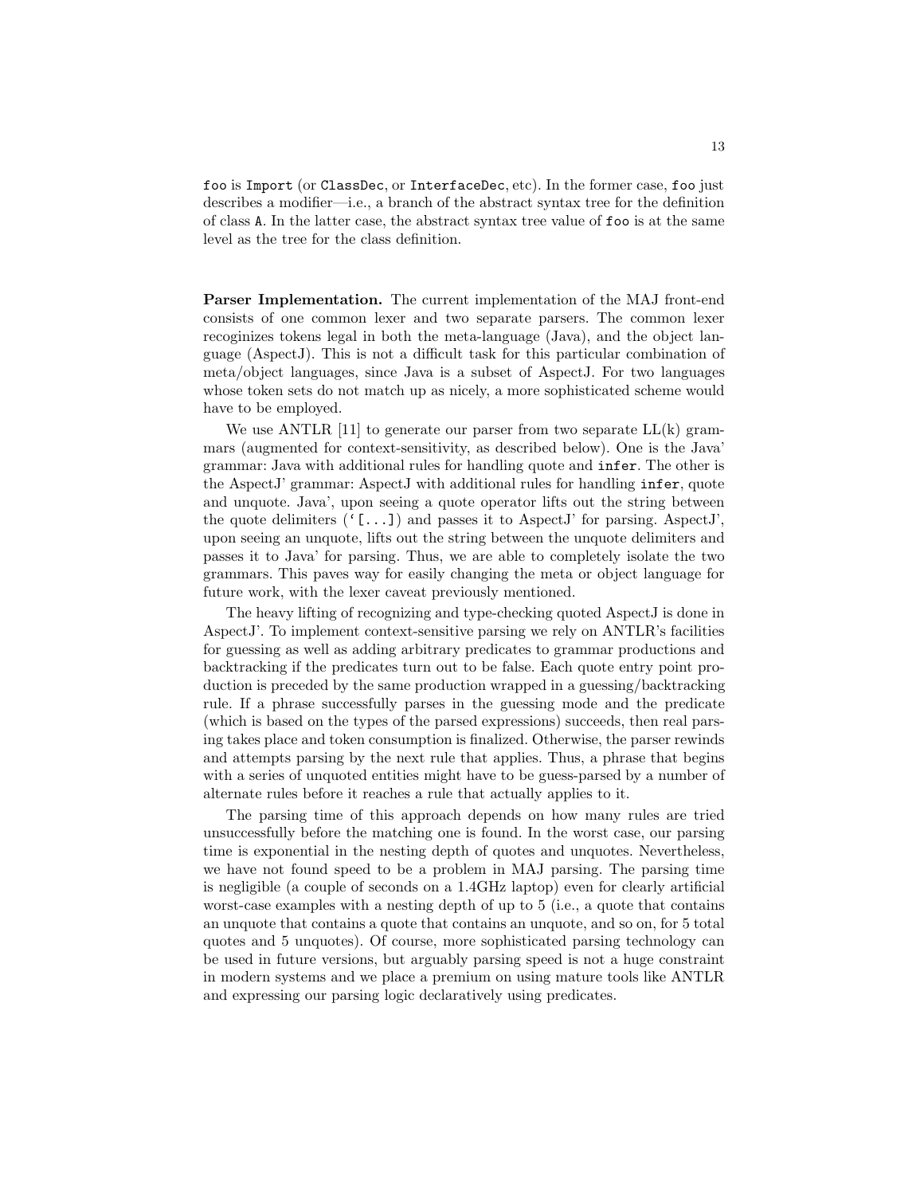`foo` is `Import` (or `ClassDec`, or `InterfaceDec`, etc). In the former case, `foo` just describes a modifier—i.e., a branch of the abstract syntax tree for the definition of class `A`. In the latter case, the abstract syntax tree value of `foo` is at the same level as the tree for the class definition.

**Parser Implementation.** The current implementation of the MAJ front-end consists of one common lexer and two separate parsers. The common lexer recoginizes tokens legal in both the meta-language (Java), and the object language (AspectJ). This is not a difficult task for this particular combination of meta/object languages, since Java is a subset of AspectJ. For two languages whose token sets do not match up as nicely, a more sophisticated scheme would have to be employed.

We use ANTLR [11] to generate our parser from two separate LL(k) grammars (augmented for context-sensitivity, as described below). One is the Java' grammar: Java with additional rules for handling quote and `infer`. The other is the AspectJ' grammar: AspectJ with additional rules for handling `infer`, quote and unquote. Java', upon seeing a quote operator lifts out the string between the quote delimiters (`` `[...] ``) and passes it to AspectJ' for parsing. AspectJ', upon seeing an unquote, lifts out the string between the unquote delimiters and passes it to Java' for parsing. Thus, we are able to completely isolate the two grammars. This paves way for easily changing the meta or object language for future work, with the lexer caveat previously mentioned.

The heavy lifting of recognizing and type-checking quoted AspectJ is done in AspectJ'. To implement context-sensitive parsing we rely on ANTLR's facilities for guessing as well as adding arbitrary predicates to grammar productions and backtracking if the predicates turn out to be false. Each quote entry point production is preceded by the same production wrapped in a guessing/backtracking rule. If a phrase successfully parses in the guessing mode and the predicate (which is based on the types of the parsed expressions) succeeds, then real parsing takes place and token consumption is finalized. Otherwise, the parser rewinds and attempts parsing by the next rule that applies. Thus, a phrase that begins with a series of unquoted entities might have to be guess-parsed by a number of alternate rules before it reaches a rule that actually applies to it.

The parsing time of this approach depends on how many rules are tried unsuccessfully before the matching one is found. In the worst case, our parsing time is exponential in the nesting depth of quotes and unquotes. Nevertheless, we have not found speed to be a problem in MAJ parsing. The parsing time is negligible (a couple of seconds on a 1.4GHz laptop) even for clearly artificial worst-case examples with a nesting depth of up to 5 (i.e., a quote that contains an unquote that contains a quote that contains an unquote, and so on, for 5 total quotes and 5 unquotes). Of course, more sophisticated parsing technology can be used in future versions, but arguably parsing speed is not a huge constraint in modern systems and we place a premium on using mature tools like ANTLR and expressing our parsing logic declaratively using predicates.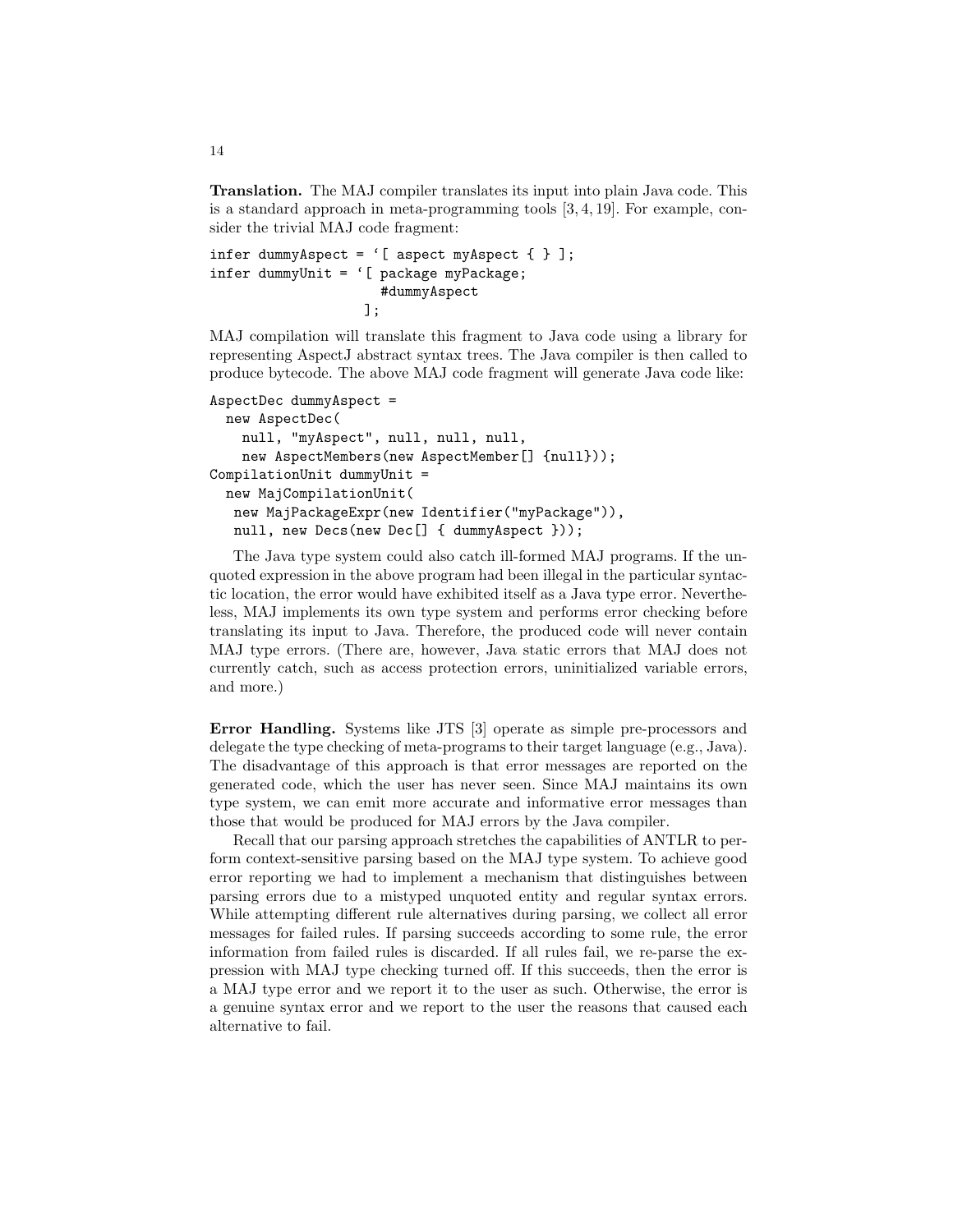**Translation.** The MAJ compiler translates its input into plain Java code. This is a standard approach in meta-programming tools [3, 4, 19]. For example, consider the trivial MAJ code fragment:

```
infer dummyAspect = `[ aspect myAspect { } ];
infer dummyUnit = `[ package myPackage;
                     #dummyAspect
                   ];
```

MAJ compilation will translate this fragment to Java code using a library for representing AspectJ abstract syntax trees. The Java compiler is then called to produce bytecode. The above MAJ code fragment will generate Java code like:

```
AspectDec dummyAspect =
  new AspectDec(
    null, "myAspect", null, null, null,
    new AspectMembers(new AspectMember[] {null}));
CompilationUnit dummyUnit =
  new MajCompilationUnit(
   new MajPackageExpr(new Identifier("myPackage")),
   null, new Decs(new Dec[] { dummyAspect }));
```

The Java type system could also catch ill-formed MAJ programs. If the unquoted expression in the above program had been illegal in the particular syntactic location, the error would have exhibited itself as a Java type error. Nevertheless, MAJ implements its own type system and performs error checking before translating its input to Java. Therefore, the produced code will never contain MAJ type errors. (There are, however, Java static errors that MAJ does not currently catch, such as access protection errors, uninitialized variable errors, and more.)

**Error Handling.** Systems like JTS [3] operate as simple pre-processors and delegate the type checking of meta-programs to their target language (e.g., Java). The disadvantage of this approach is that error messages are reported on the generated code, which the user has never seen. Since MAJ maintains its own type system, we can emit more accurate and informative error messages than those that would be produced for MAJ errors by the Java compiler.

Recall that our parsing approach stretches the capabilities of ANTLR to perform context-sensitive parsing based on the MAJ type system. To achieve good error reporting we had to implement a mechanism that distinguishes between parsing errors due to a mistyped unquoted entity and regular syntax errors. While attempting different rule alternatives during parsing, we collect all error messages for failed rules. If parsing succeeds according to some rule, the error information from failed rules is discarded. If all rules fail, we re-parse the expression with MAJ type checking turned off. If this succeeds, then the error is a MAJ type error and we report it to the user as such. Otherwise, the error is a genuine syntax error and we report to the user the reasons that caused each alternative to fail.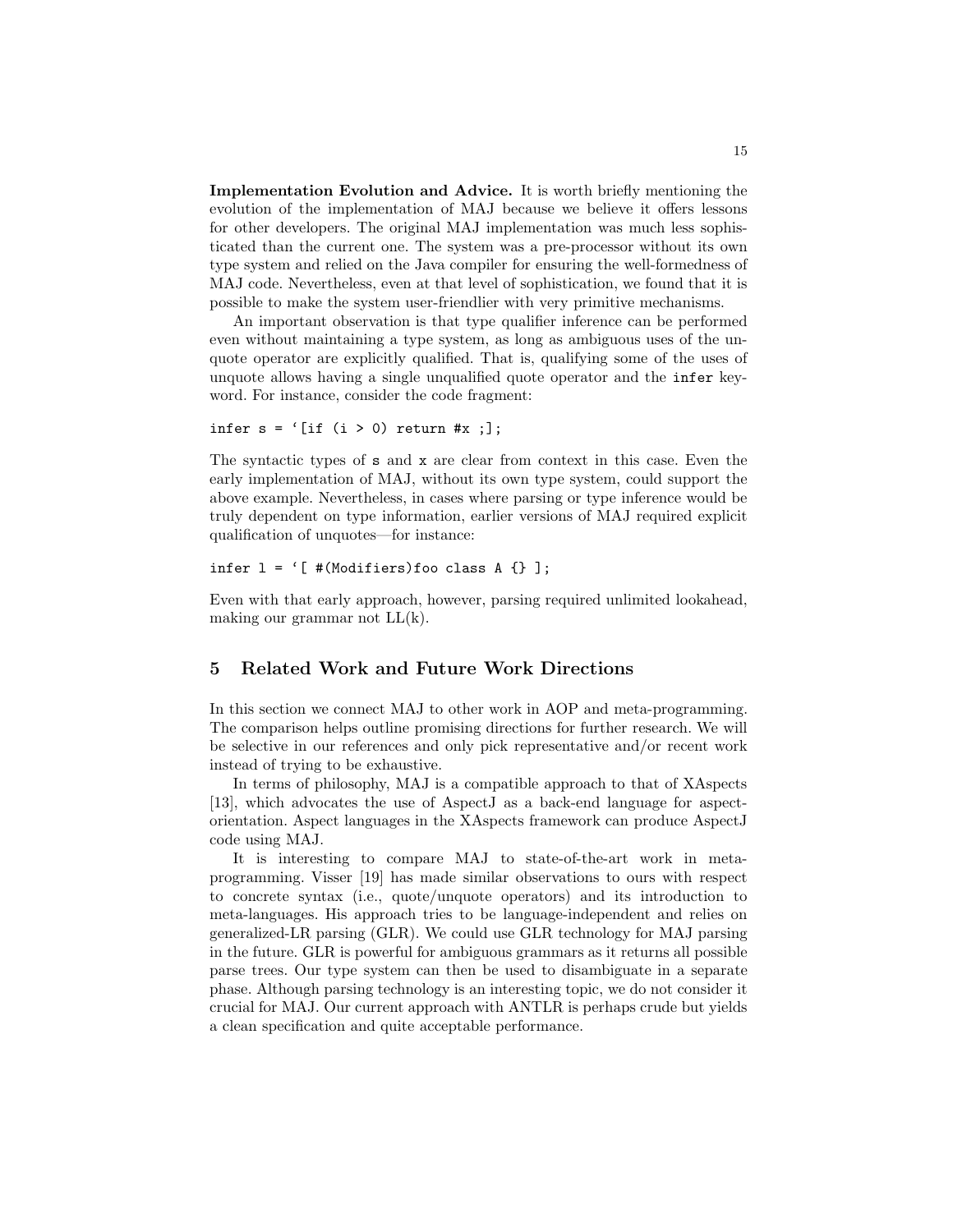**Implementation Evolution and Advice.** It is worth briefly mentioning the evolution of the implementation of MAJ because we believe it offers lessons for other developers. The original MAJ implementation was much less sophisticated than the current one. The system was a pre-processor without its own type system and relied on the Java compiler for ensuring the well-formedness of MAJ code. Nevertheless, even at that level of sophistication, we found that it is possible to make the system user-friendlier with very primitive mechanisms.

An important observation is that type qualifier inference can be performed even without maintaining a type system, as long as ambiguous uses of the unquote operator are explicitly qualified. That is, qualifying some of the uses of unquote allows having a single unqualified quote operator and the `infer` keyword. For instance, consider the code fragment:

```
infer s = `[if (i > 0) return #x ;];
```

The syntactic types of `s` and `x` are clear from context in this case. Even the early implementation of MAJ, without its own type system, could support the above example. Nevertheless, in cases where parsing or type inference would be truly dependent on type information, earlier versions of MAJ required explicit qualification of unquotes—for instance:

```
infer l = `[ #(Modifiers)foo class A {} ];
```

Even with that early approach, however, parsing required unlimited lookahead, making our grammar not LL(k).

## 5 Related Work and Future Work Directions

In this section we connect MAJ to other work in AOP and meta-programming. The comparison helps outline promising directions for further research. We will be selective in our references and only pick representative and/or recent work instead of trying to be exhaustive.

In terms of philosophy, MAJ is a compatible approach to that of XAspects [13], which advocates the use of AspectJ as a back-end language for aspect-orientation. Aspect languages in the XAspects framework can produce AspectJ code using MAJ.

It is interesting to compare MAJ to state-of-the-art work in meta-programming. Visser [19] has made similar observations to ours with respect to concrete syntax (i.e., quote/unquote operators) and its introduction to meta-languages. His approach tries to be language-independent and relies on generalized-LR parsing (GLR). We could use GLR technology for MAJ parsing in the future. GLR is powerful for ambiguous grammars as it returns all possible parse trees. Our type system can then be used to disambiguate in a separate phase. Although parsing technology is an interesting topic, we do not consider it crucial for MAJ. Our current approach with ANTLR is perhaps crude but yields a clean specification and quite acceptable performance.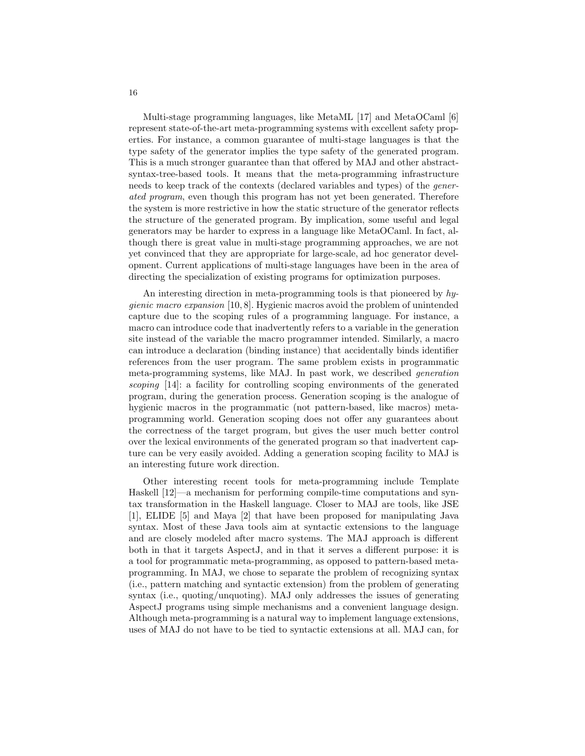Multi-stage programming languages, like MetaML [17] and MetaOCaml [6] represent state-of-the-art meta-programming systems with excellent safety properties. For instance, a common guarantee of multi-stage languages is that the type safety of the generator implies the type safety of the generated program. This is a much stronger guarantee than that offered by MAJ and other abstract-syntax-tree-based tools. It means that the meta-programming infrastructure needs to keep track of the contexts (declared variables and types) of the *generated program*, even though this program has not yet been generated. Therefore the system is more restrictive in how the static structure of the generator reflects the structure of the generated program. By implication, some useful and legal generators may be harder to express in a language like MetaOCaml. In fact, although there is great value in multi-stage programming approaches, we are not yet convinced that they are appropriate for large-scale, ad hoc generator development. Current applications of multi-stage languages have been in the area of directing the specialization of existing programs for optimization purposes.

An interesting direction in meta-programming tools is that pioneered by *hygienic macro expansion* [10, 8]. Hygienic macros avoid the problem of unintended capture due to the scoping rules of a programming language. For instance, a macro can introduce code that inadvertently refers to a variable in the generation site instead of the variable the macro programmer intended. Similarly, a macro can introduce a declaration (binding instance) that accidentally binds identifier references from the user program. The same problem exists in programmatic meta-programming systems, like MAJ. In past work, we described *generation scoping* [14]: a facility for controlling scoping environments of the generated program, during the generation process. Generation scoping is the analogue of hygienic macros in the programmatic (not pattern-based, like macros) meta-programming world. Generation scoping does not offer any guarantees about the correctness of the target program, but gives the user much better control over the lexical environments of the generated program so that inadvertent capture can be very easily avoided. Adding a generation scoping facility to MAJ is an interesting future work direction.

Other interesting recent tools for meta-programming include Template Haskell [12]—a mechanism for performing compile-time computations and syntax transformation in the Haskell language. Closer to MAJ are tools, like JSE [1], ELIDE [5] and Maya [2] that have been proposed for manipulating Java syntax. Most of these Java tools aim at syntactic extensions to the language and are closely modeled after macro systems. The MAJ approach is different both in that it targets AspectJ, and in that it serves a different purpose: it is a tool for programmatic meta-programming, as opposed to pattern-based meta-programming. In MAJ, we chose to separate the problem of recognizing syntax (i.e., pattern matching and syntactic extension) from the problem of generating syntax (i.e., quoting/unquoting). MAJ only addresses the issues of generating AspectJ programs using simple mechanisms and a convenient language design. Although meta-programming is a natural way to implement language extensions, uses of MAJ do not have to be tied to syntactic extensions at all. MAJ can, for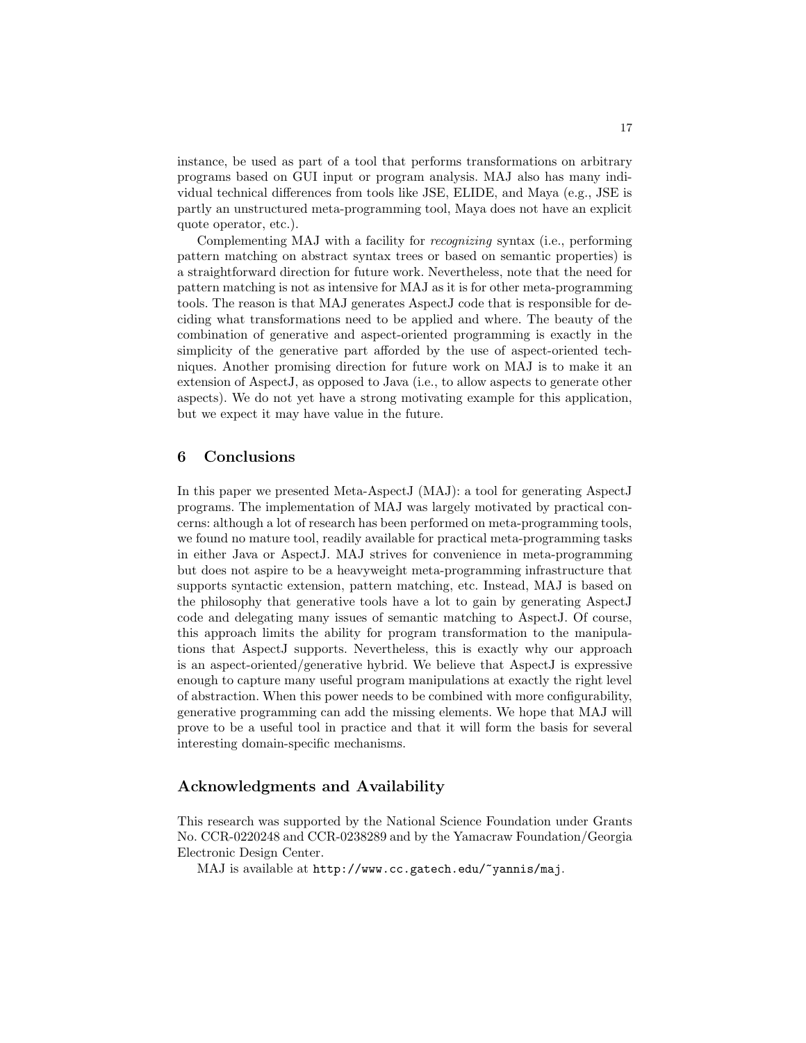instance, be used as part of a tool that performs transformations on arbitrary programs based on GUI input or program analysis. MAJ also has many individual technical differences from tools like JSE, ELIDE, and Maya (e.g., JSE is partly an unstructured meta-programming tool, Maya does not have an explicit quote operator, etc.).

Complementing MAJ with a facility for *recognizing* syntax (i.e., performing pattern matching on abstract syntax trees or based on semantic properties) is a straightforward direction for future work. Nevertheless, note that the need for pattern matching is not as intensive for MAJ as it is for other meta-programming tools. The reason is that MAJ generates AspectJ code that is responsible for deciding what transformations need to be applied and where. The beauty of the combination of generative and aspect-oriented programming is exactly in the simplicity of the generative part afforded by the use of aspect-oriented techniques. Another promising direction for future work on MAJ is to make it an extension of AspectJ, as opposed to Java (i.e., to allow aspects to generate other aspects). We do not yet have a strong motivating example for this application, but we expect it may have value in the future.

## 6 Conclusions

In this paper we presented Meta-AspectJ (MAJ): a tool for generating AspectJ programs. The implementation of MAJ was largely motivated by practical concerns: although a lot of research has been performed on meta-programming tools, we found no mature tool, readily available for practical meta-programming tasks in either Java or AspectJ. MAJ strives for convenience in meta-programming but does not aspire to be a heavyweight meta-programming infrastructure that supports syntactic extension, pattern matching, etc. Instead, MAJ is based on the philosophy that generative tools have a lot to gain by generating AspectJ code and delegating many issues of semantic matching to AspectJ. Of course, this approach limits the ability for program transformation to the manipulations that AspectJ supports. Nevertheless, this is exactly why our approach is an aspect-oriented/generative hybrid. We believe that AspectJ is expressive enough to capture many useful program manipulations at exactly the right level of abstraction. When this power needs to be combined with more configurability, generative programming can add the missing elements. We hope that MAJ will prove to be a useful tool in practice and that it will form the basis for several interesting domain-specific mechanisms.

## Acknowledgments and Availability

This research was supported by the National Science Foundation under Grants No. CCR-0220248 and CCR-0238289 and by the Yamacraw Foundation/Georgia Electronic Design Center.

MAJ is available at `http://www.cc.gatech.edu/~yannis/maj`.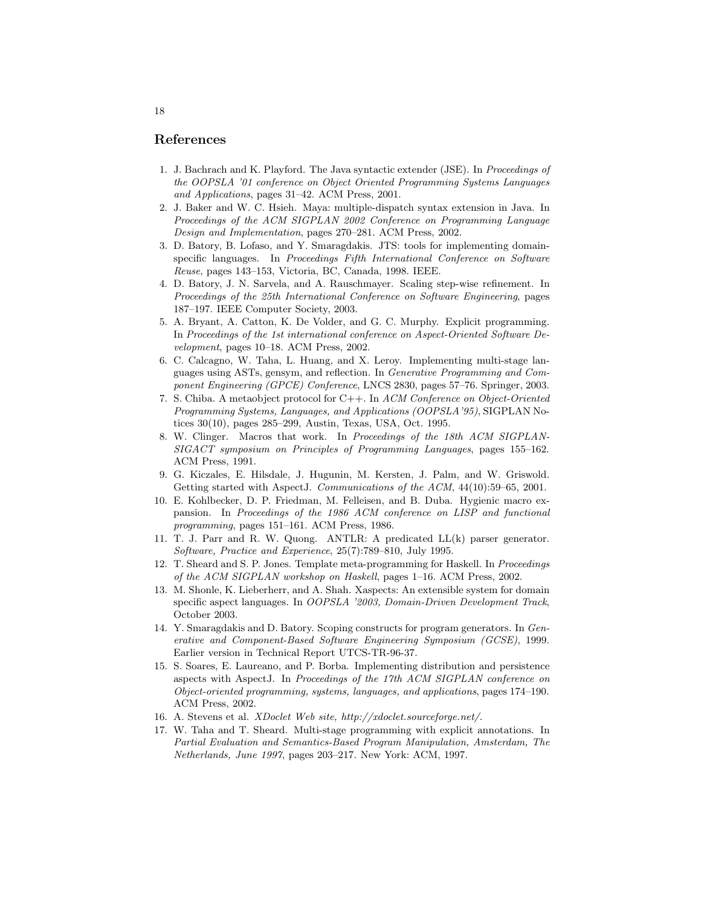## References

1. J. Bachrach and K. Playford. The Java syntactic extender (JSE). In *Proceedings of the OOPSLA '01 conference on Object Oriented Programming Systems Languages and Applications*, pages 31–42. ACM Press, 2001.
2. J. Baker and W. C. Hsieh. Maya: multiple-dispatch syntax extension in Java. In *Proceedings of the ACM SIGPLAN 2002 Conference on Programming Language Design and Implementation*, pages 270–281. ACM Press, 2002.
3. D. Batory, B. Lofaso, and Y. Smaragdakis. JTS: tools for implementing domain-specific languages. In *Proceedings Fifth International Conference on Software Reuse*, pages 143–153, Victoria, BC, Canada, 1998. IEEE.
4. D. Batory, J. N. Sarvela, and A. Rauschmayer. Scaling step-wise refinement. In *Proceedings of the 25th International Conference on Software Engineering*, pages 187–197. IEEE Computer Society, 2003.
5. A. Bryant, A. Catton, K. De Volder, and G. C. Murphy. Explicit programming. In *Proceedings of the 1st international conference on Aspect-Oriented Software Development*, pages 10–18. ACM Press, 2002.
6. C. Calcagno, W. Taha, L. Huang, and X. Leroy. Implementing multi-stage languages using ASTs, gensym, and reflection. In *Generative Programming and Component Engineering (GPCE) Conference*, LNCS 2830, pages 57–76. Springer, 2003.
7. S. Chiba. A metaobject protocol for C++. In *ACM Conference on Object-Oriented Programming Systems, Languages, and Applications (OOPSLA'95)*, SIGPLAN Notices 30(10), pages 285–299, Austin, Texas, USA, Oct. 1995.
8. W. Clinger. Macros that work. In *Proceedings of the 18th ACM SIGPLAN-SIGACT symposium on Principles of Programming Languages*, pages 155–162. ACM Press, 1991.
9. G. Kiczales, E. Hilsdale, J. Hugunin, M. Kersten, J. Palm, and W. Griswold. Getting started with AspectJ. *Communications of the ACM*, 44(10):59–65, 2001.
10. E. Kohlbecker, D. P. Friedman, M. Felleisen, and B. Duba. Hygienic macro expansion. In *Proceedings of the 1986 ACM conference on LISP and functional programming*, pages 151–161. ACM Press, 1986.
11. T. J. Parr and R. W. Quong. ANTLR: A predicated LL(k) parser generator. *Software, Practice and Experience*, 25(7):789–810, July 1995.
12. T. Sheard and S. P. Jones. Template meta-programming for Haskell. In *Proceedings of the ACM SIGPLAN workshop on Haskell*, pages 1–16. ACM Press, 2002.
13. M. Shonle, K. Lieberherr, and A. Shah. Xaspects: An extensible system for domain specific aspect languages. In *OOPSLA '2003, Domain-Driven Development Track*, October 2003.
14. Y. Smaragdakis and D. Batory. Scoping constructs for program generators. In *Generative and Component-Based Software Engineering Symposium (GCSE)*, 1999. Earlier version in Technical Report UTCS-TR-96-37.
15. S. Soares, E. Laureano, and P. Borba. Implementing distribution and persistence aspects with AspectJ. In *Proceedings of the 17th ACM SIGPLAN conference on Object-oriented programming, systems, languages, and applications*, pages 174–190. ACM Press, 2002.
16. A. Stevens et al. *XDoclet Web site, http://xdoclet.sourceforge.net/.*
17. W. Taha and T. Sheard. Multi-stage programming with explicit annotations. In *Partial Evaluation and Semantics-Based Program Manipulation, Amsterdam, The Netherlands, June 1997*, pages 203–217. New York: ACM, 1997.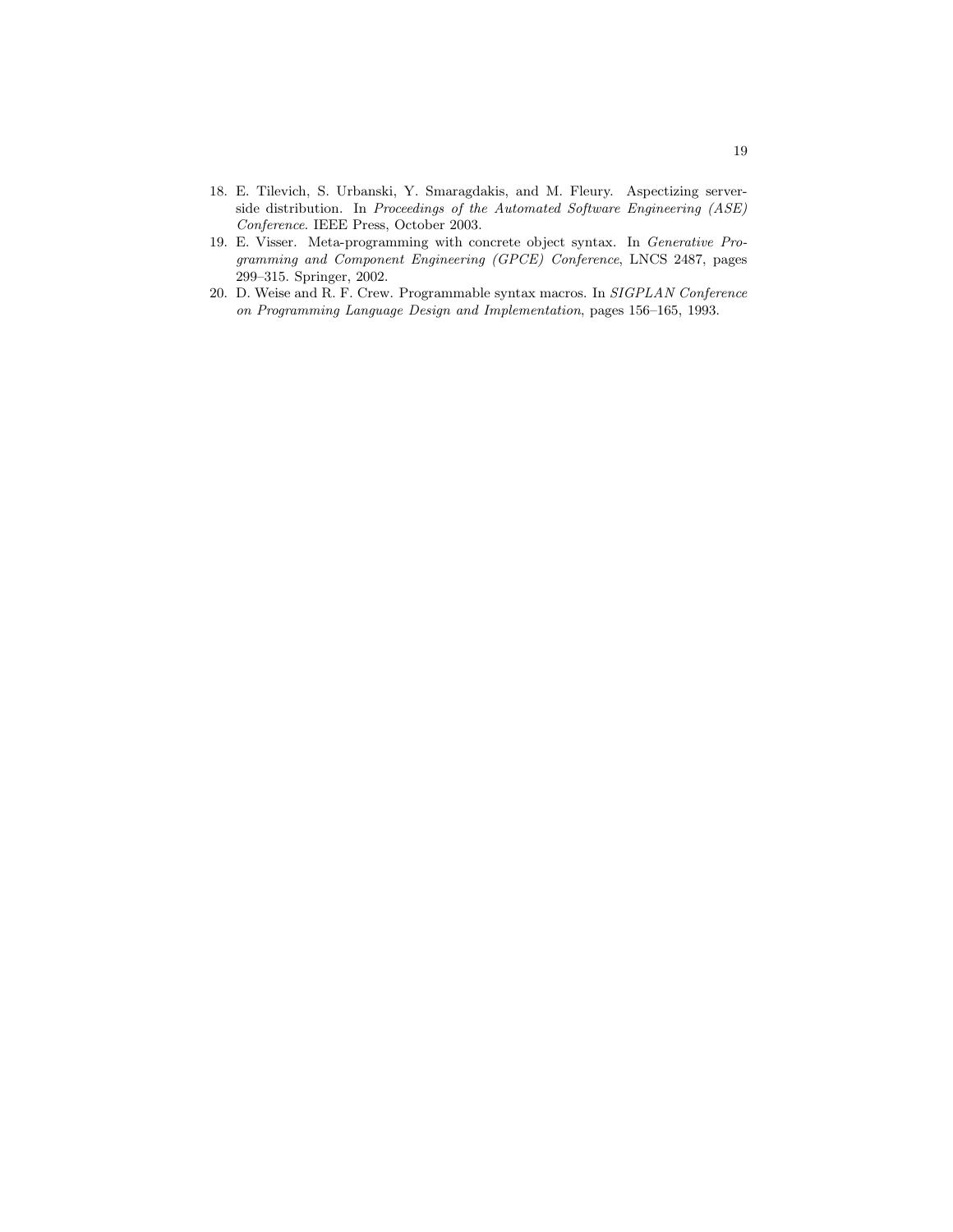18. E. Tilevich, S. Urbanski, Y. Smaragdakis, and M. Fleury. Aspectizing server-side distribution. In *Proceedings of the Automated Software Engineering (ASE) Conference*. IEEE Press, October 2003.
19. E. Visser. Meta-programming with concrete object syntax. In *Generative Programming and Component Engineering (GPCE) Conference*, LNCS 2487, pages 299–315. Springer, 2002.
20. D. Weise and R. F. Crew. Programmable syntax macros. In *SIGPLAN Conference on Programming Language Design and Implementation*, pages 156–165, 1993.